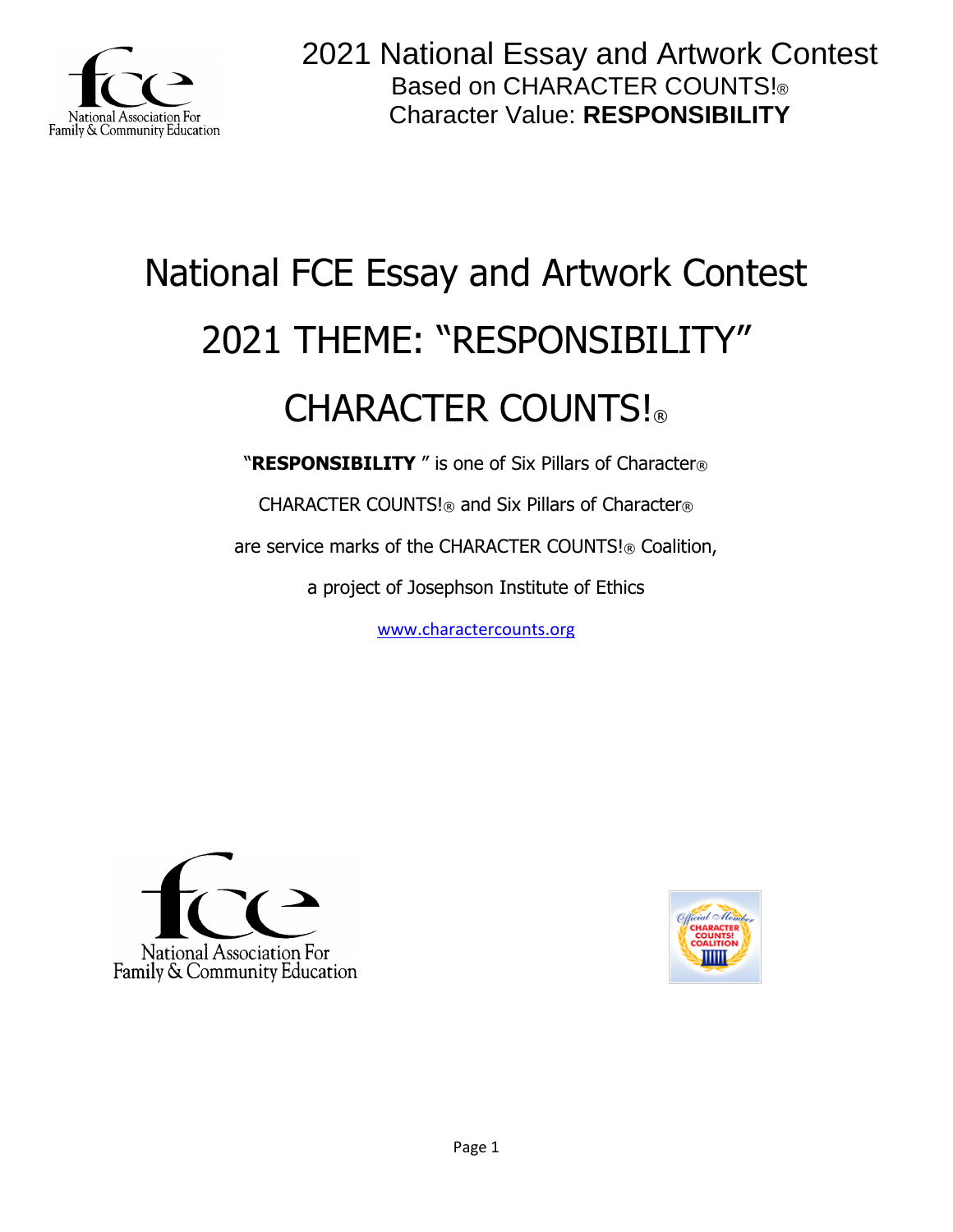2021 National Essay and Artwork Contest
Based on CHARACTER COUNTS!®
Character Value: **RESPONSIBILITY**

# National FCE Essay and Artwork Contest

# 2021 THEME: "RESPONSIBILITY"

# CHARACTER COUNTS!®

"**RESPONSIBILITY** " is one of Six Pillars of Character®

CHARACTER COUNTS!® and Six Pillars of Character®

are service marks of the CHARACTER COUNTS!® Coalition,

a project of Josephson Institute of Ethics

www.charactercounts.org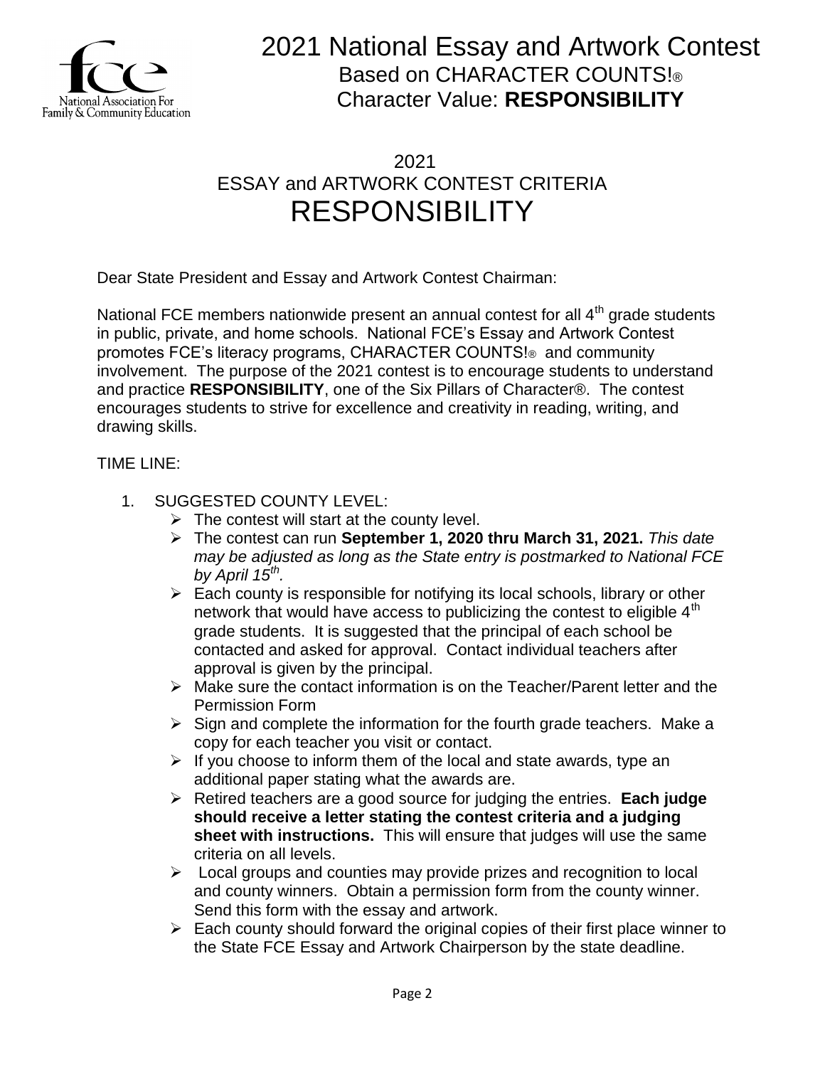# 2021 National Essay and Artwork Contest

Based on CHARACTER COUNTS!®

Character Value: **RESPONSIBILITY**

## 2021
## ESSAY and ARTWORK CONTEST CRITERIA
# RESPONSIBILITY

Dear State President and Essay and Artwork Contest Chairman:

National FCE members nationwide present an annual contest for all 4th grade students in public, private, and home schools. National FCE's Essay and Artwork Contest promotes FCE's literacy programs, CHARACTER COUNTS!® and community involvement. The purpose of the 2021 contest is to encourage students to understand and practice **RESPONSIBILITY**, one of the Six Pillars of Character®. The contest encourages students to strive for excellence and creativity in reading, writing, and drawing skills.

TIME LINE:

1. SUGGESTED COUNTY LEVEL:
   - The contest will start at the county level.
   - The contest can run **September 1, 2020 thru March 31, 2021.** *This date may be adjusted as long as the State entry is postmarked to National FCE by April 15th.*
   - Each county is responsible for notifying its local schools, library or other network that would have access to publicizing the contest to eligible 4th grade students. It is suggested that the principal of each school be contacted and asked for approval. Contact individual teachers after approval is given by the principal.
   - Make sure the contact information is on the Teacher/Parent letter and the Permission Form
   - Sign and complete the information for the fourth grade teachers. Make a copy for each teacher you visit or contact.
   - If you choose to inform them of the local and state awards, type an additional paper stating what the awards are.
   - Retired teachers are a good source for judging the entries. **Each judge should receive a letter stating the contest criteria and a judging sheet with instructions.** This will ensure that judges will use the same criteria on all levels.
   - Local groups and counties may provide prizes and recognition to local and county winners. Obtain a permission form from the county winner. Send this form with the essay and artwork.
   - Each county should forward the original copies of their first place winner to the State FCE Essay and Artwork Chairperson by the state deadline.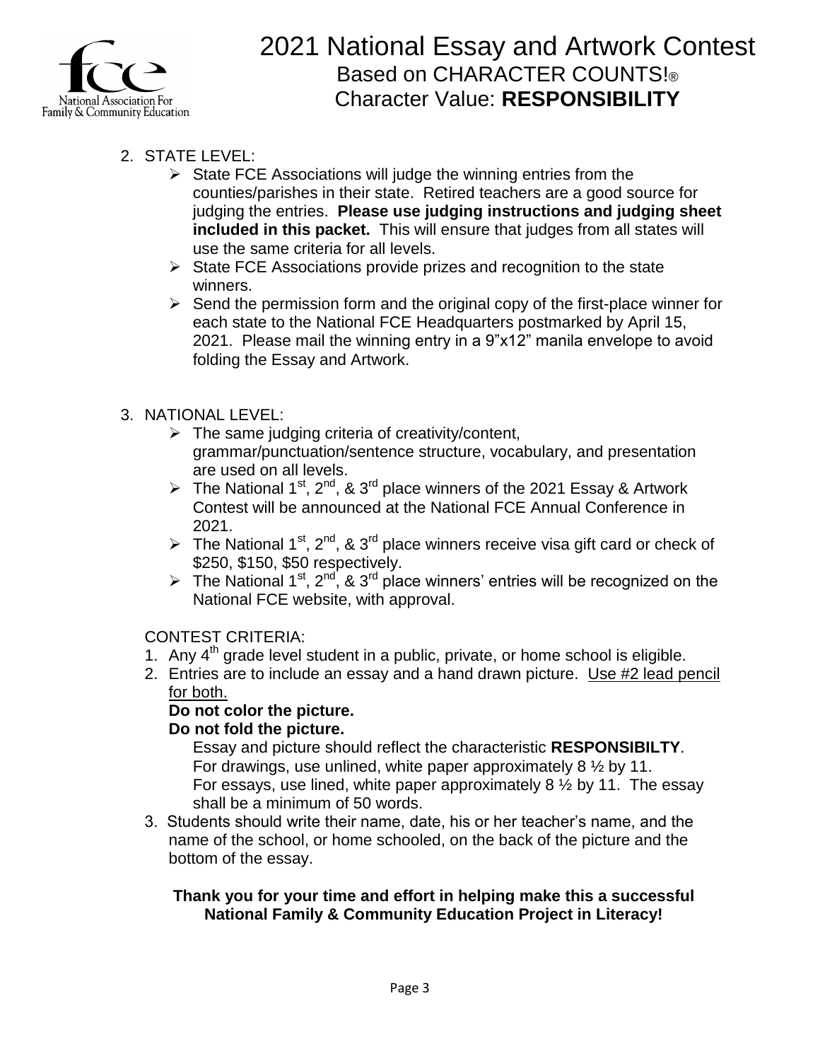2021 National Essay and Artwork Contest
Based on CHARACTER COUNTS!®
Character Value: **RESPONSIBILITY**

2. STATE LEVEL:
   - State FCE Associations will judge the winning entries from the counties/parishes in their state. Retired teachers are a good source for judging the entries. **Please use judging instructions and judging sheet included in this packet.** This will ensure that judges from all states will use the same criteria for all levels.
   - State FCE Associations provide prizes and recognition to the state winners.
   - Send the permission form and the original copy of the first-place winner for each state to the National FCE Headquarters postmarked by April 15, 2021. Please mail the winning entry in a 9"x12" manila envelope to avoid folding the Essay and Artwork.

3. NATIONAL LEVEL:
   - The same judging criteria of creativity/content, grammar/punctuation/sentence structure, vocabulary, and presentation are used on all levels.
   - The National 1st, 2nd, & 3rd place winners of the 2021 Essay & Artwork Contest will be announced at the National FCE Annual Conference in 2021.
   - The National 1st, 2nd, & 3rd place winners receive visa gift card or check of $250, $150, $50 respectively.
   - The National 1st, 2nd, & 3rd place winners' entries will be recognized on the National FCE website, with approval.

CONTEST CRITERIA:

1. Any 4th grade level student in a public, private, or home school is eligible.
2. Entries are to include an essay and a hand drawn picture. <u>Use #2 lead pencil for both.</u>
   **Do not color the picture.**
   **Do not fold the picture.**
   Essay and picture should reflect the characteristic **RESPONSIBILTY**.
   For drawings, use unlined, white paper approximately 8 ½ by 11.
   For essays, use lined, white paper approximately 8 ½ by 11. The essay shall be a minimum of 50 words.
3. Students should write their name, date, his or her teacher's name, and the name of the school, or home schooled, on the back of the picture and the bottom of the essay.

**Thank you for your time and effort in helping make this a successful National Family & Community Education Project in Literacy!**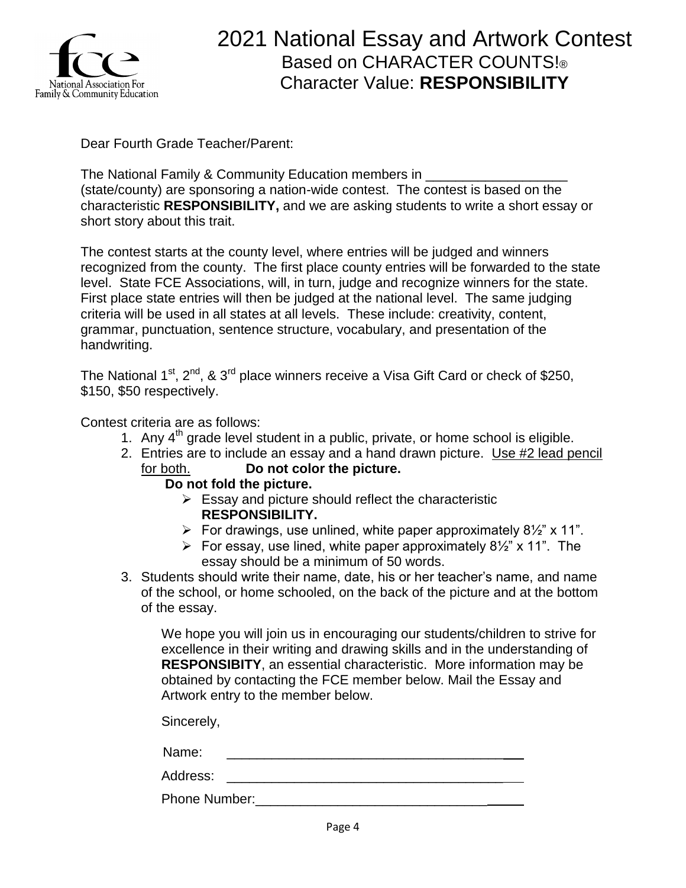# 2021 National Essay and Artwork Contest

## Based on CHARACTER COUNTS!®

## Character Value: **RESPONSIBILITY**

Dear Fourth Grade Teacher/Parent:

The National Family & Community Education members in ___________________ (state/county) are sponsoring a nation-wide contest. The contest is based on the characteristic **RESPONSIBILITY,** and we are asking students to write a short essay or short story about this trait.

The contest starts at the county level, where entries will be judged and winners recognized from the county. The first place county entries will be forwarded to the state level. State FCE Associations, will, in turn, judge and recognize winners for the state. First place state entries will then be judged at the national level. The same judging criteria will be used in all states at all levels. These include: creativity, content, grammar, punctuation, sentence structure, vocabulary, and presentation of the handwriting.

The National 1st, 2nd, & 3rd place winners receive a Visa Gift Card or check of $250, $150, $50 respectively.

Contest criteria are as follows:

1. Any 4th grade level student in a public, private, or home school is eligible.
2. Entries are to include an essay and a hand drawn picture. Use #2 lead pencil for both. **Do not color the picture.**
   **Do not fold the picture.**
   - Essay and picture should reflect the characteristic **RESPONSIBILITY.**
   - For drawings, use unlined, white paper approximately 8½" x 11".
   - For essay, use lined, white paper approximately 8½" x 11". The essay should be a minimum of 50 words.
3. Students should write their name, date, his or her teacher's name, and name of the school, or home schooled, on the back of the picture and at the bottom of the essay.

We hope you will join us in encouraging our students/children to strive for excellence in their writing and drawing skills and in the understanding of **RESPONSIBITY**, an essential characteristic. More information may be obtained by contacting the FCE member below. Mail the Essay and Artwork entry to the member below.

Sincerely,

Name: ________________________________________

Address: ________________________________________

Phone Number: ________________________________________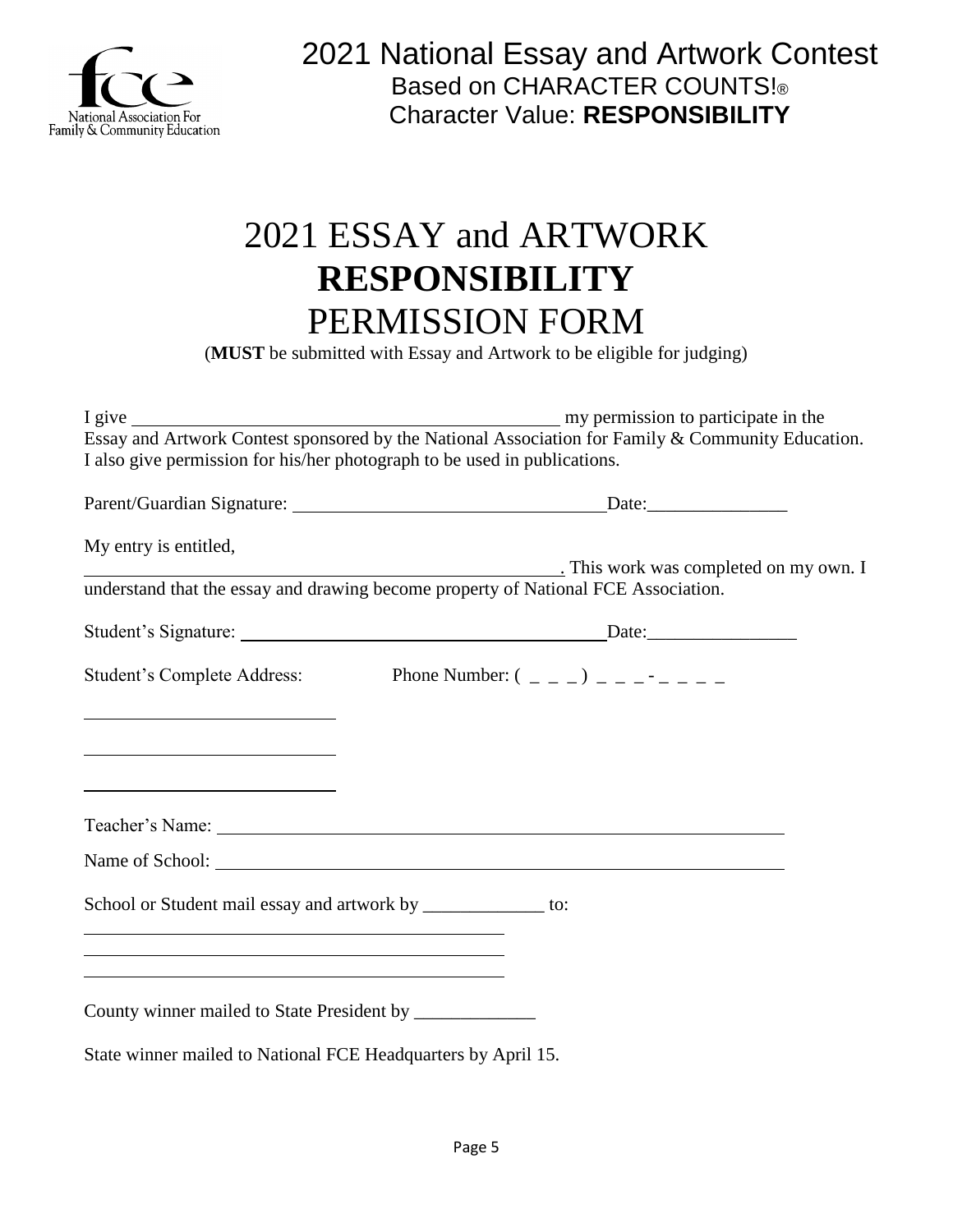2021 National Essay and Artwork Contest
Based on CHARACTER COUNTS!®
Character Value: **RESPONSIBILITY**

# 2021 ESSAY and ARTWORK **RESPONSIBILITY** PERMISSION FORM

(**MUST** be submitted with Essay and Artwork to be eligible for judging)

I give ________________________________________ my permission to participate in the Essay and Artwork Contest sponsored by the National Association for Family & Community Education. I also give permission for his/her photograph to be used in publications.

Parent/Guardian Signature: ______________________________ Date:_______________

My entry is entitled,
______________________________________________. This work was completed on my own. I understand that the essay and drawing become property of National FCE Association.

Student's Signature: ____________________________________ Date:________________

Student's Complete Address: Phone Number: ( _ _ _ ) _ _ _ - _ _ _ _

________________________

________________________

________________________

Teacher's Name: ________________________________________________________

Name of School: ________________________________________________________

School or Student mail essay and artwork by _____________ to:

__________________________________________
__________________________________________
__________________________________________

County winner mailed to State President by _____________

State winner mailed to National FCE Headquarters by April 15.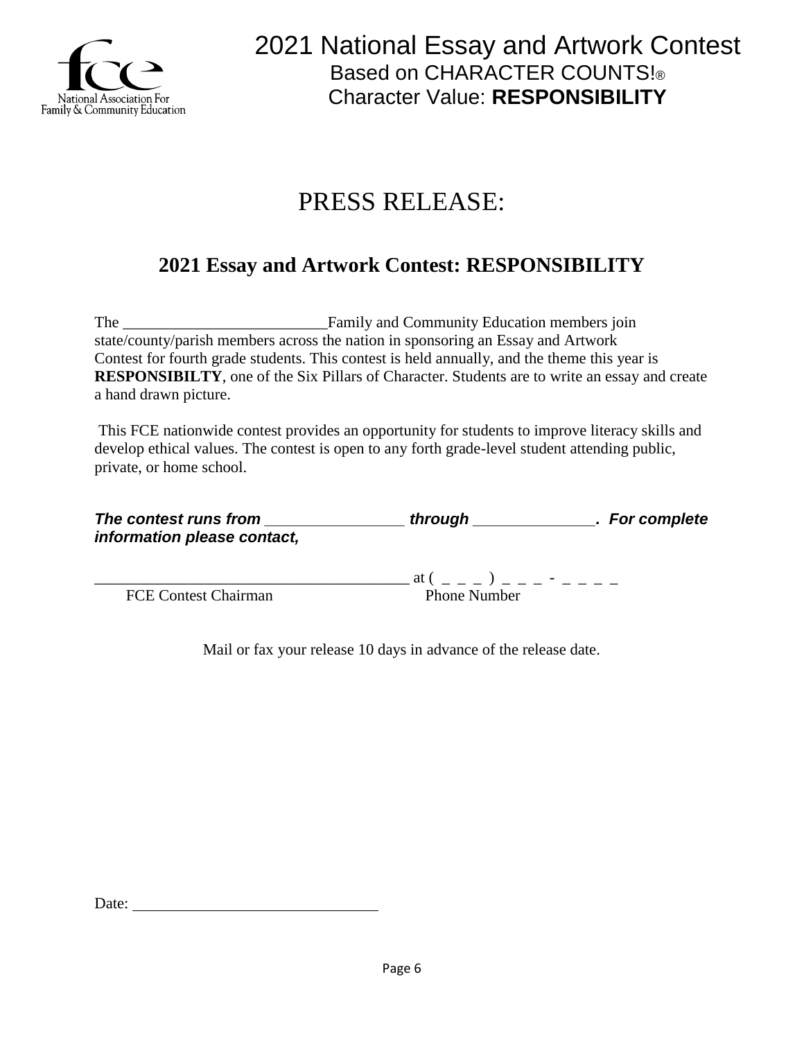# 2021 National Essay and Artwork Contest

Based on CHARACTER COUNTS!®
Character Value: **RESPONSIBILITY**

# PRESS RELEASE:

## 2021 Essay and Artwork Contest: RESPONSIBILITY

The __________________________Family and Community Education members join state/county/parish members across the nation in sponsoring an Essay and Artwork Contest for fourth grade students. This contest is held annually, and the theme this year is **RESPONSIBILTY**, one of the Six Pillars of Character. Students are to write an essay and create a hand drawn picture.

This FCE nationwide contest provides an opportunity for students to improve literacy skills and develop ethical values. The contest is open to any forth grade-level student attending public, private, or home school.

***The contest runs from _________________ through _______________. For complete information please contact,***

________________________________________ at ( _ _ _ ) _ _ _ - _ _ _ _

FCE Contest Chairman Phone Number

Mail or fax your release 10 days in advance of the release date.

Date: ________________________________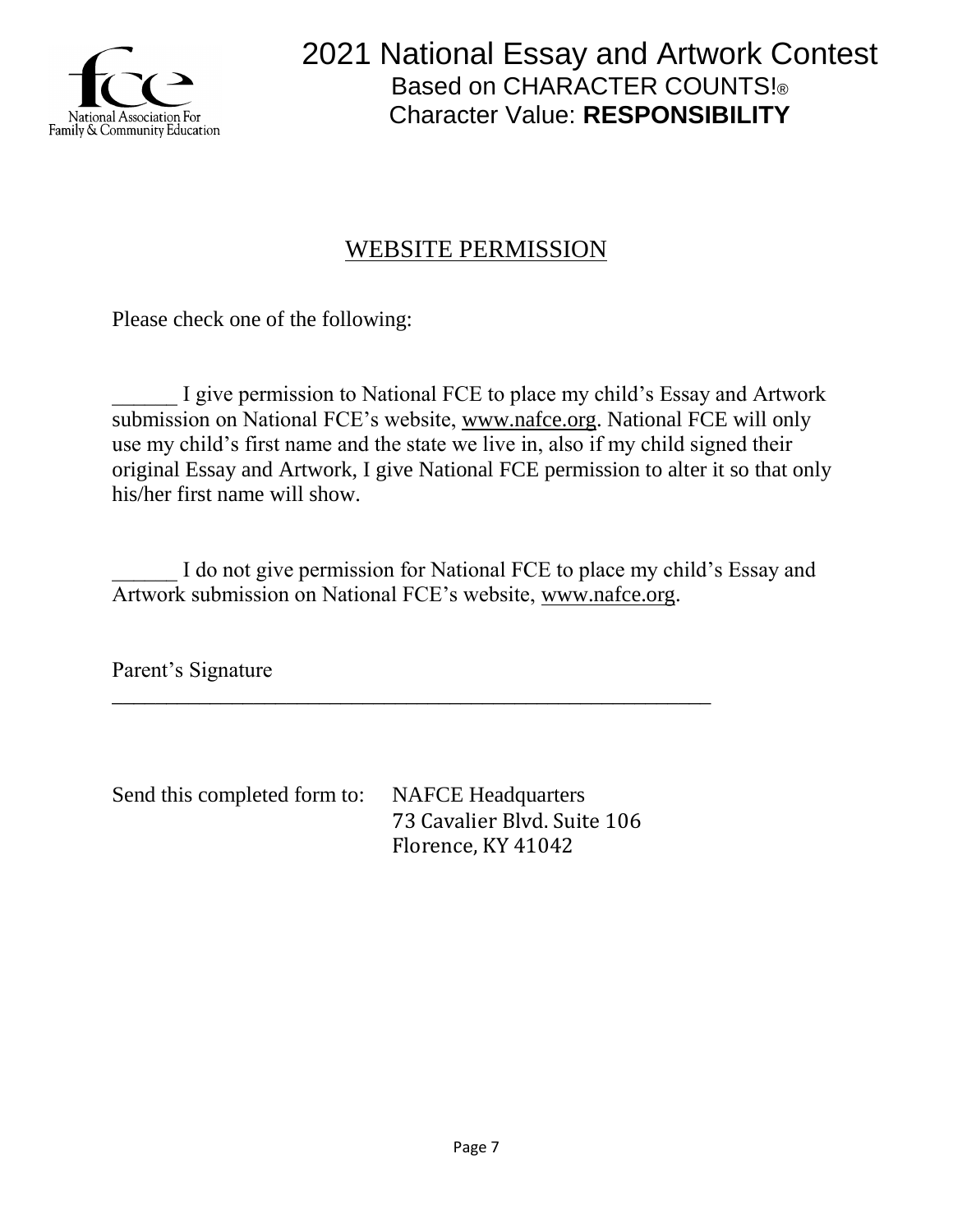# 2021 National Essay and Artwork Contest

Based on CHARACTER COUNTS!®

Character Value: **RESPONSIBILITY**

## WEBSITE PERMISSION

Please check one of the following:

______ I give permission to National FCE to place my child's Essay and Artwork submission on National FCE's website, www.nafce.org. National FCE will only use my child's first name and the state we live in, also if my child signed their original Essay and Artwork, I give National FCE permission to alter it so that only his/her first name will show.

______ I do not give permission for National FCE to place my child's Essay and Artwork submission on National FCE's website, www.nafce.org.

Parent's Signature

_________________________________________________________

Send this completed form to: NAFCE Headquarters
73 Cavalier Blvd. Suite 106
Florence, KY 41042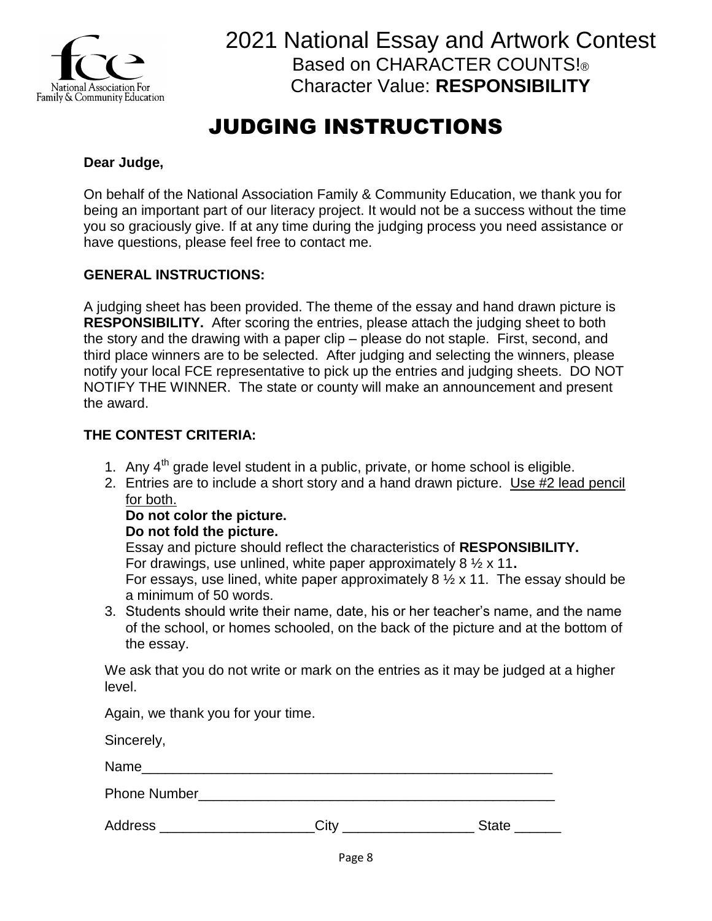# 2021 National Essay and Artwork Contest

Based on CHARACTER COUNTS!®

Character Value: **RESPONSIBILITY**

## JUDGING INSTRUCTIONS

**Dear Judge,**

On behalf of the National Association Family & Community Education, we thank you for being an important part of our literacy project. It would not be a success without the time you so graciously give. If at any time during the judging process you need assistance or have questions, please feel free to contact me.

**GENERAL INSTRUCTIONS:**

A judging sheet has been provided. The theme of the essay and hand drawn picture is **RESPONSIBILITY.** After scoring the entries, please attach the judging sheet to both the story and the drawing with a paper clip – please do not staple. First, second, and third place winners are to be selected. After judging and selecting the winners, please notify your local FCE representative to pick up the entries and judging sheets. DO NOT NOTIFY THE WINNER. The state or county will make an announcement and present the award.

**THE CONTEST CRITERIA:**

1. Any 4th grade level student in a public, private, or home school is eligible.
2. Entries are to include a short story and a hand drawn picture. Use #2 lead pencil for both.
   **Do not color the picture.**
   **Do not fold the picture.**
   Essay and picture should reflect the characteristics of **RESPONSIBILITY.**
   For drawings, use unlined, white paper approximately 8 ½ x 11**.**
   For essays, use lined, white paper approximately 8 ½ x 11. The essay should be a minimum of 50 words.
3. Students should write their name, date, his or her teacher's name, and the name of the school, or homes schooled, on the back of the picture and at the bottom of the essay.

We ask that you do not write or mark on the entries as it may be judged at a higher level.

Again, we thank you for your time.

Sincerely,

Name_______________________________________________________

Phone Number_______________________________________________

Address ____________________City _________________ State ______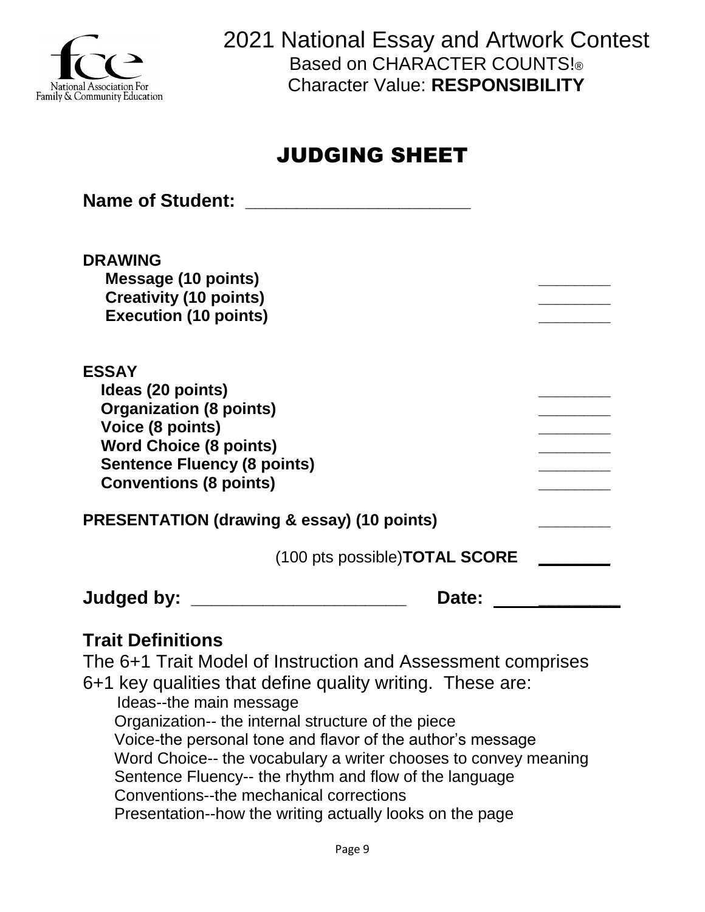2021 National Essay and Artwork Contest
Based on CHARACTER COUNTS!®
Character Value: **RESPONSIBILITY**

# JUDGING SHEET

**Name of Student:** ______________________

**DRAWING**

**Message (10 points)** ________
**Creativity (10 points)** ________
**Execution (10 points)** ________

**ESSAY**

**Ideas (20 points)** ________
**Organization (8 points)** ________
**Voice (8 points)** ________
**Word Choice (8 points)** ________
**Sentence Fluency (8 points)** ________
**Conventions (8 points)** ________

**PRESENTATION (drawing & essay) (10 points)** ________

(100 pts possible)**TOTAL SCORE** ________

**Judged by:** ______________________ **Date:** _____________

## Trait Definitions

The 6+1 Trait Model of Instruction and Assessment comprises 6+1 key qualities that define quality writing. These are:

Ideas--the main message
Organization-- the internal structure of the piece
Voice-the personal tone and flavor of the author's message
Word Choice-- the vocabulary a writer chooses to convey meaning
Sentence Fluency-- the rhythm and flow of the language
Conventions--the mechanical corrections
Presentation--how the writing actually looks on the page